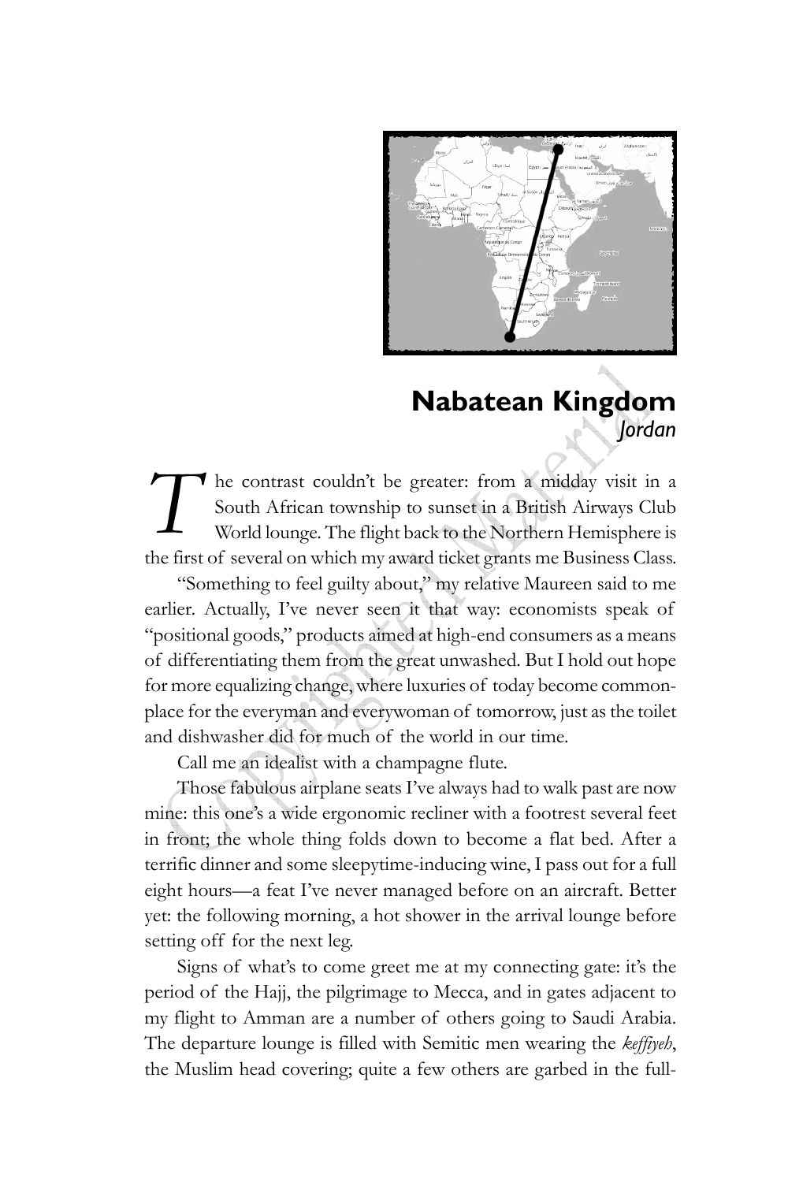# Nabatean Kingdom

*Jordan*

The contrast couldn't be greater: from a midday visit in a South African township to sunset in a British Airways Club World lounge. The flight back to the Northern Hemisphere is the first of several on which my award ticket grants me Business Class.

"Something to feel guilty about," my relative Maureen said to me earlier. Actually, I've never seen it that way: economists speak of "positional goods," products aimed at high-end consumers as a means of differentiating them from the great unwashed. But I hold out hope for more equalizing change, where luxuries of today become commonplace for the everyman and everywoman of tomorrow, just as the toilet and dishwasher did for much of the world in our time.

Call me an idealist with a champagne flute.

Those fabulous airplane seats I've always had to walk past are now mine: this one's a wide ergonomic recliner with a footrest several feet in front; the whole thing folds down to become a flat bed. After a terrific dinner and some sleepytime-inducing wine, I pass out for a full eight hours—a feat I've never managed before on an aircraft. Better yet: the following morning, a hot shower in the arrival lounge before setting off for the next leg.

Signs of what's to come greet me at my connecting gate: it's the period of the Hajj, the pilgrimage to Mecca, and in gates adjacent to my flight to Amman are a number of others going to Saudi Arabia. The departure lounge is filled with Semitic men wearing the *keffiyeh*, the Muslim head covering; quite a few others are garbed in the full-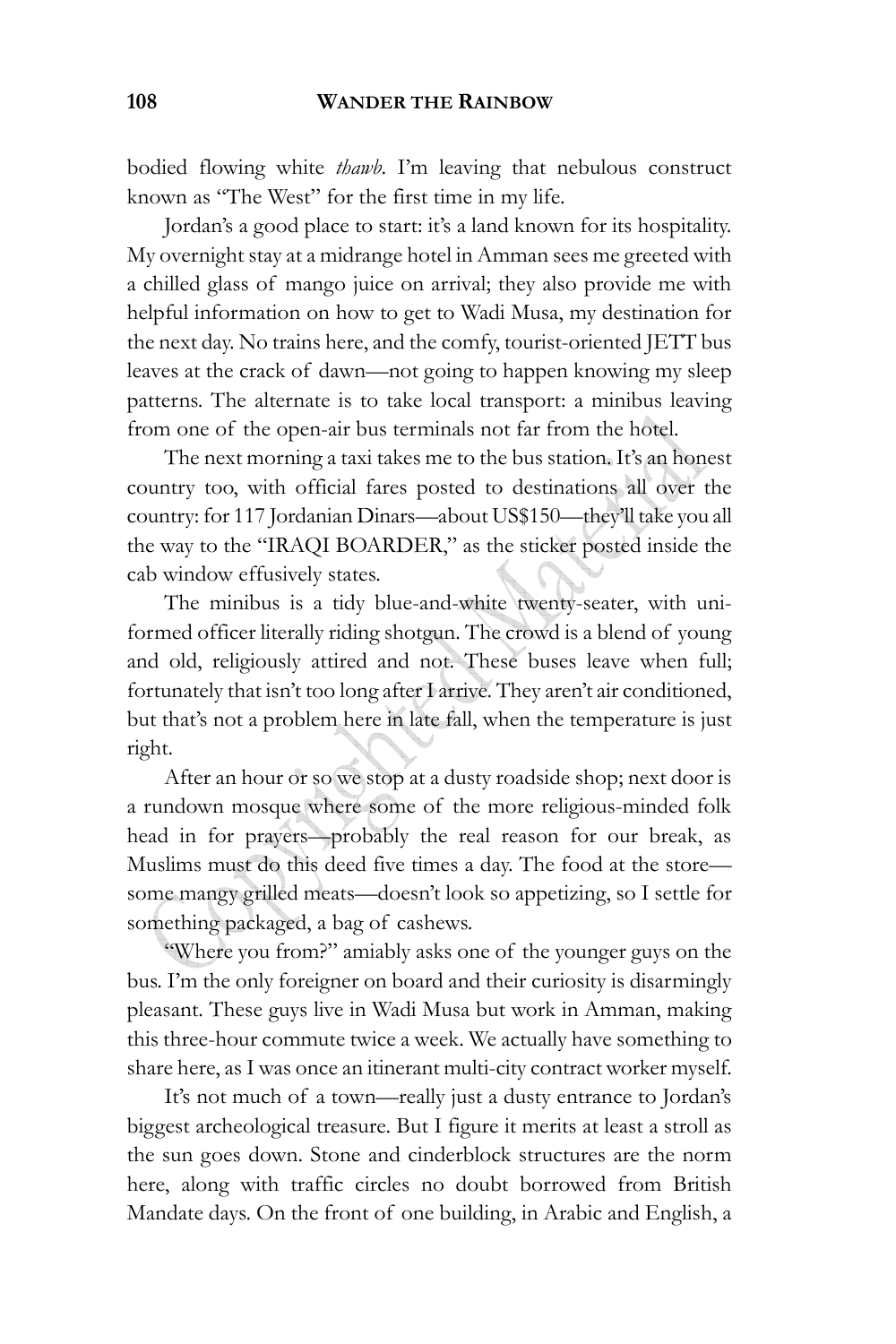bodied flowing white *thawb*. I'm leaving that nebulous construct known as "The West" for the first time in my life.

Jordan's a good place to start: it's a land known for its hospitality. My overnight stay at a midrange hotel in Amman sees me greeted with a chilled glass of mango juice on arrival; they also provide me with helpful information on how to get to Wadi Musa, my destination for the next day. No trains here, and the comfy, tourist-oriented JETT bus leaves at the crack of dawn—not going to happen knowing my sleep patterns. The alternate is to take local transport: a minibus leaving from one of the open-air bus terminals not far from the hotel.

The next morning a taxi takes me to the bus station. It's an honest country too, with official fares posted to destinations all over the country: for 117 Jordanian Dinars—about US$150—they'll take you all the way to the "IRAQI BOARDER," as the sticker posted inside the cab window effusively states.

The minibus is a tidy blue-and-white twenty-seater, with uniformed officer literally riding shotgun. The crowd is a blend of young and old, religiously attired and not. These buses leave when full; fortunately that isn't too long after I arrive. They aren't air conditioned, but that's not a problem here in late fall, when the temperature is just right.

After an hour or so we stop at a dusty roadside shop; next door is a rundown mosque where some of the more religious-minded folk head in for prayers—probably the real reason for our break, as Muslims must do this deed five times a day. The food at the store—some mangy grilled meats—doesn't look so appetizing, so I settle for something packaged, a bag of cashews.

"Where you from?" amiably asks one of the younger guys on the bus. I'm the only foreigner on board and their curiosity is disarmingly pleasant. These guys live in Wadi Musa but work in Amman, making this three-hour commute twice a week. We actually have something to share here, as I was once an itinerant multi-city contract worker myself.

It's not much of a town—really just a dusty entrance to Jordan's biggest archeological treasure. But I figure it merits at least a stroll as the sun goes down. Stone and cinderblock structures are the norm here, along with traffic circles no doubt borrowed from British Mandate days. On the front of one building, in Arabic and English, a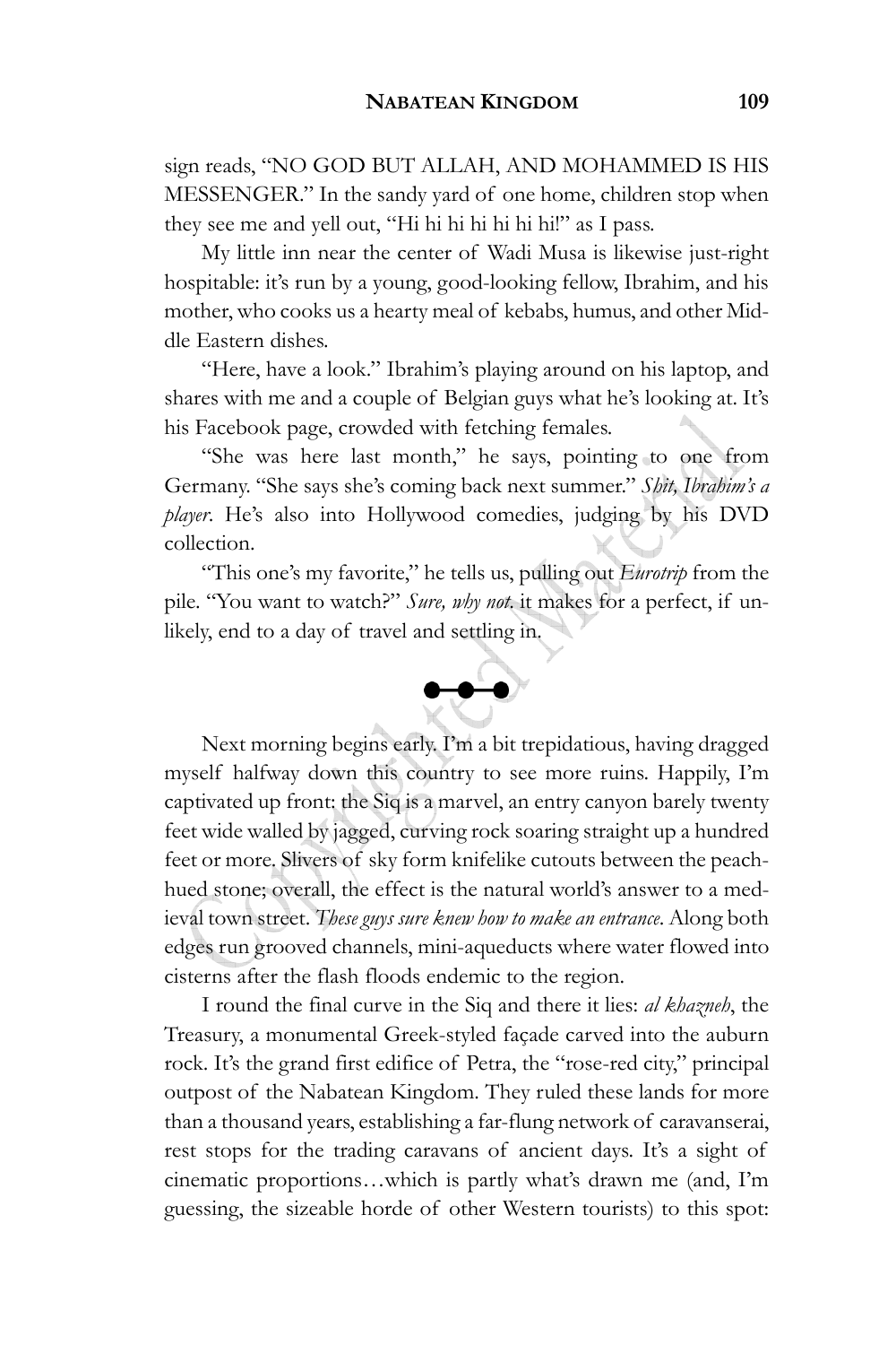sign reads, "NO GOD BUT ALLAH, AND MOHAMMED IS HIS MESSENGER." In the sandy yard of one home, children stop when they see me and yell out, "Hi hi hi hi hi hi hi!" as I pass.

My little inn near the center of Wadi Musa is likewise just-right hospitable: it's run by a young, good-looking fellow, Ibrahim, and his mother, who cooks us a hearty meal of kebabs, humus, and other Middle Eastern dishes.

"Here, have a look." Ibrahim's playing around on his laptop, and shares with me and a couple of Belgian guys what he's looking at. It's his Facebook page, crowded with fetching females.

"She was here last month," he says, pointing to one from Germany. "She says she's coming back next summer." *Shit, Ibrahim's a player*. He's also into Hollywood comedies, judging by his DVD collection.

"This one's my favorite," he tells us, pulling out *Eurotrip* from the pile. "You want to watch?" *Sure, why not.* it makes for a perfect, if unlikely, end to a day of travel and settling in.

●–●–●

Next morning begins early. I'm a bit trepidatious, having dragged myself halfway down this country to see more ruins. Happily, I'm captivated up front: the Siq is a marvel, an entry canyon barely twenty feet wide walled by jagged, curving rock soaring straight up a hundred feet or more. Slivers of sky form knifelike cutouts between the peach-hued stone; overall, the effect is the natural world's answer to a medieval town street. *These guys sure knew how to make an entrance.* Along both edges run grooved channels, mini-aqueducts where water flowed into cisterns after the flash floods endemic to the region.

I round the final curve in the Siq and there it lies: *al khazneh*, the Treasury, a monumental Greek-styled façade carved into the auburn rock. It's the grand first edifice of Petra, the "rose-red city," principal outpost of the Nabatean Kingdom. They ruled these lands for more than a thousand years, establishing a far-flung network of caravanserai, rest stops for the trading caravans of ancient days. It's a sight of cinematic proportions…which is partly what's drawn me (and, I'm guessing, the sizeable horde of other Western tourists) to this spot: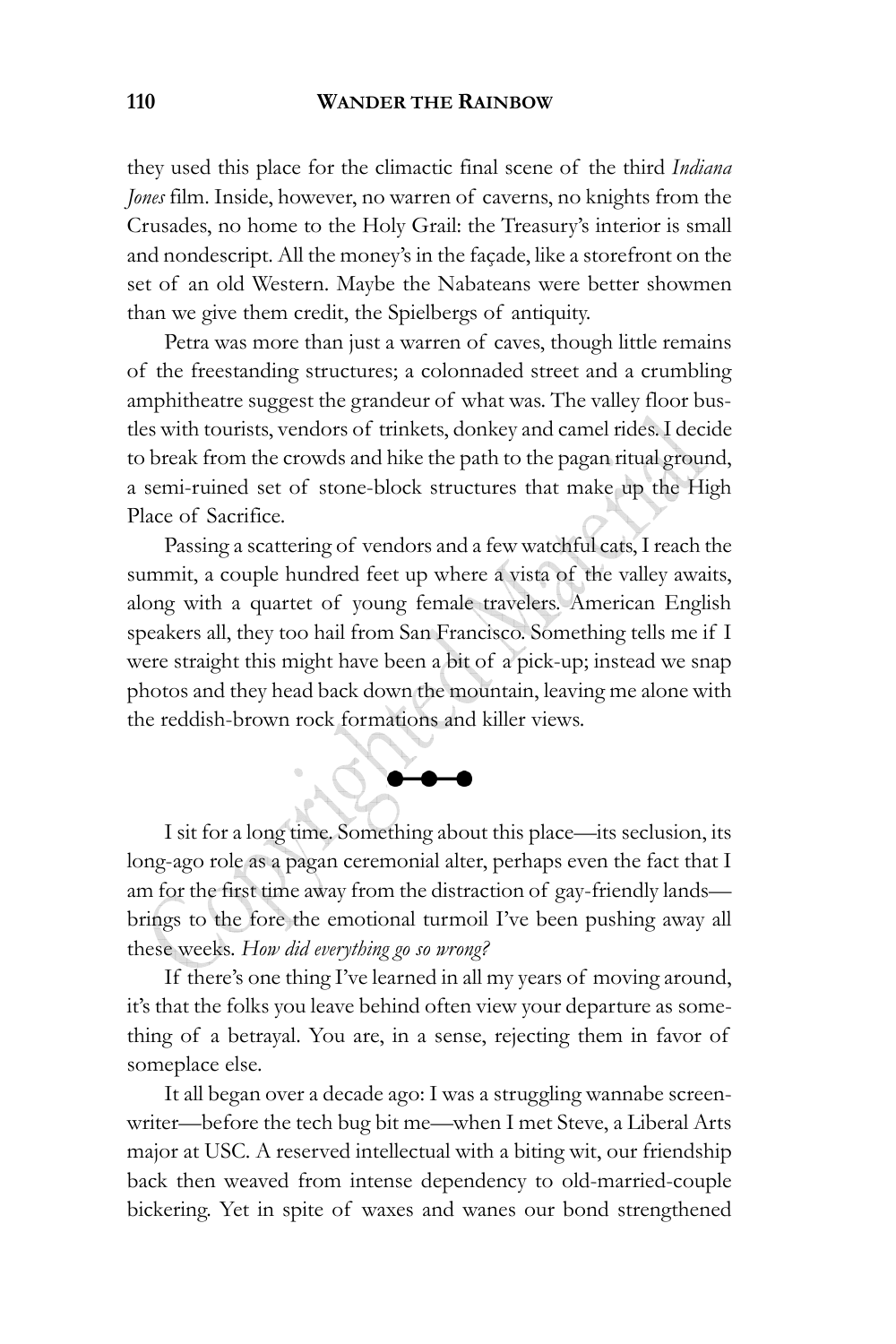they used this place for the climactic final scene of the third *Indiana Jones* film. Inside, however, no warren of caverns, no knights from the Crusades, no home to the Holy Grail: the Treasury's interior is small and nondescript. All the money's in the façade, like a storefront on the set of an old Western. Maybe the Nabateans were better showmen than we give them credit, the Spielbergs of antiquity.

Petra was more than just a warren of caves, though little remains of the freestanding structures; a colonnaded street and a crumbling amphitheatre suggest the grandeur of what was. The valley floor bustles with tourists, vendors of trinkets, donkey and camel rides. I decide to break from the crowds and hike the path to the pagan ritual ground, a semi-ruined set of stone-block structures that make up the High Place of Sacrifice.

Passing a scattering of vendors and a few watchful cats, I reach the summit, a couple hundred feet up where a vista of the valley awaits, along with a quartet of young female travelers. American English speakers all, they too hail from San Francisco. Something tells me if I were straight this might have been a bit of a pick-up; instead we snap photos and they head back down the mountain, leaving me alone with the reddish-brown rock formations and killer views.

●—●—●

I sit for a long time. Something about this place—its seclusion, its long-ago role as a pagan ceremonial alter, perhaps even the fact that I am for the first time away from the distraction of gay-friendly lands—brings to the fore the emotional turmoil I've been pushing away all these weeks. *How did everything go so wrong?*

If there's one thing I've learned in all my years of moving around, it's that the folks you leave behind often view your departure as something of a betrayal. You are, in a sense, rejecting them in favor of someplace else.

It all began over a decade ago: I was a struggling wannabe screenwriter—before the tech bug bit me—when I met Steve, a Liberal Arts major at USC. A reserved intellectual with a biting wit, our friendship back then weaved from intense dependency to old-married-couple bickering. Yet in spite of waxes and wanes our bond strengthened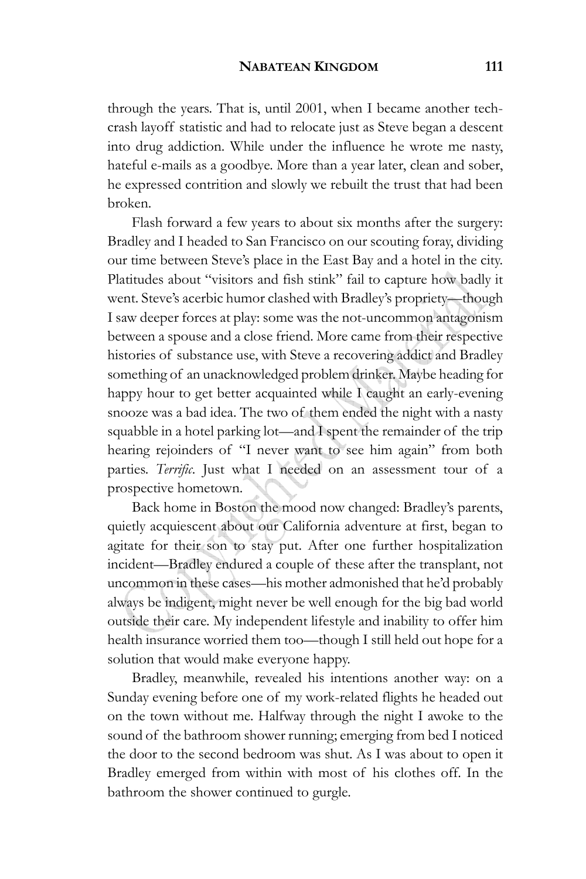through the years. That is, until 2001, when I became another tech-crash layoff statistic and had to relocate just as Steve began a descent into drug addiction. While under the influence he wrote me nasty, hateful e-mails as a goodbye. More than a year later, clean and sober, he expressed contrition and slowly we rebuilt the trust that had been broken.

Flash forward a few years to about six months after the surgery: Bradley and I headed to San Francisco on our scouting foray, dividing our time between Steve's place in the East Bay and a hotel in the city. Platitudes about "visitors and fish stink" fail to capture how badly it went. Steve's acerbic humor clashed with Bradley's propriety—though I saw deeper forces at play: some was the not-uncommon antagonism between a spouse and a close friend. More came from their respective histories of substance use, with Steve a recovering addict and Bradley something of an unacknowledged problem drinker. Maybe heading for happy hour to get better acquainted while I caught an early-evening snooze was a bad idea. The two of them ended the night with a nasty squabble in a hotel parking lot—and I spent the remainder of the trip hearing rejoinders of "I never want to see him again" from both parties. *Terrific*. Just what I needed on an assessment tour of a prospective hometown.

Back home in Boston the mood now changed: Bradley's parents, quietly acquiescent about our California adventure at first, began to agitate for their son to stay put. After one further hospitalization incident—Bradley endured a couple of these after the transplant, not uncommon in these cases—his mother admonished that he'd probably always be indigent, might never be well enough for the big bad world outside their care. My independent lifestyle and inability to offer him health insurance worried them too—though I still held out hope for a solution that would make everyone happy.

Bradley, meanwhile, revealed his intentions another way: on a Sunday evening before one of my work-related flights he headed out on the town without me. Halfway through the night I awoke to the sound of the bathroom shower running; emerging from bed I noticed the door to the second bedroom was shut. As I was about to open it Bradley emerged from within with most of his clothes off. In the bathroom the shower continued to gurgle.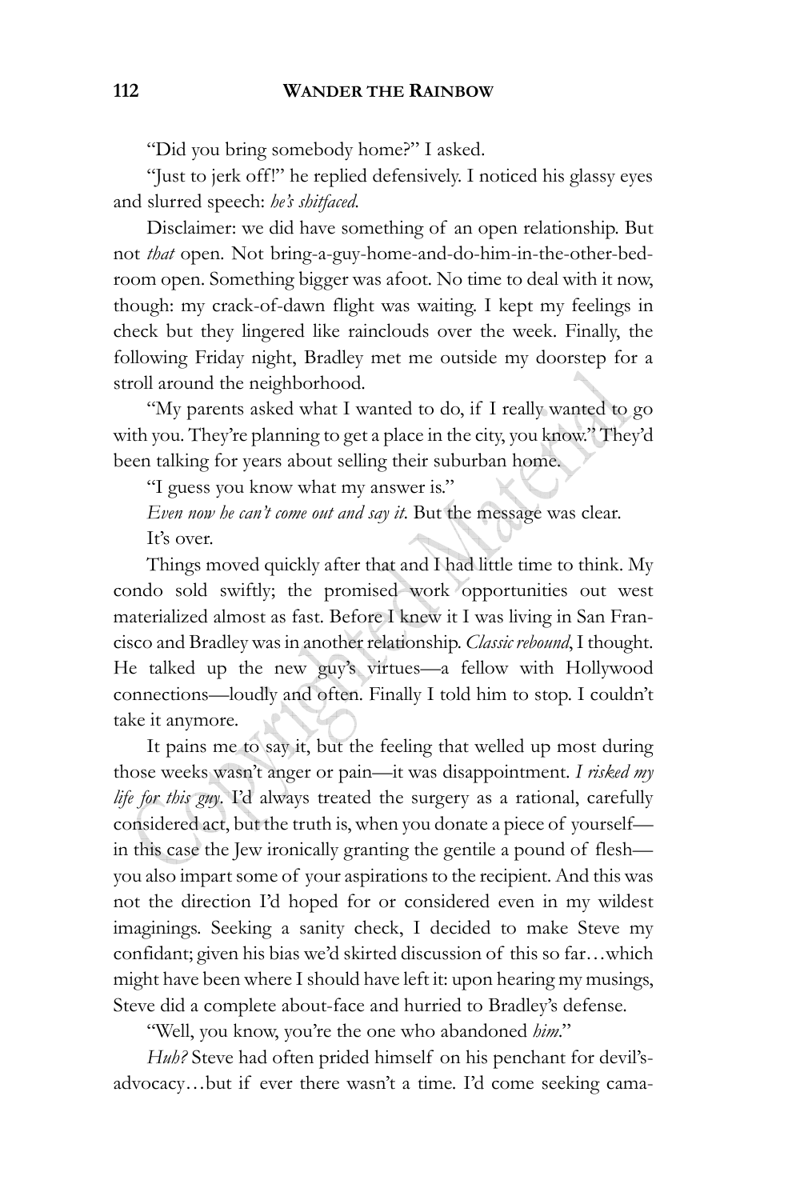"Did you bring somebody home?" I asked.

"Just to jerk off!" he replied defensively. I noticed his glassy eyes and slurred speech: *he's shitfaced.*

Disclaimer: we did have something of an open relationship. But not *that* open. Not bring-a-guy-home-and-do-him-in-the-other-bedroom open. Something bigger was afoot. No time to deal with it now, though: my crack-of-dawn flight was waiting. I kept my feelings in check but they lingered like rainclouds over the week. Finally, the following Friday night, Bradley met me outside my doorstep for a stroll around the neighborhood.

"My parents asked what I wanted to do, if I really wanted to go with you. They're planning to get a place in the city, you know." They'd been talking for years about selling their suburban home.

"I guess you know what my answer is."

*Even now he can't come out and say it.* But the message was clear.

It's over.

Things moved quickly after that and I had little time to think. My condo sold swiftly; the promised work opportunities out west materialized almost as fast. Before I knew it I was living in San Francisco and Bradley was in another relationship. *Classic rebound*, I thought. He talked up the new guy's virtues—a fellow with Hollywood connections—loudly and often. Finally I told him to stop. I couldn't take it anymore.

It pains me to say it, but the feeling that welled up most during those weeks wasn't anger or pain—it was disappointment. *I risked my life for this guy*. I'd always treated the surgery as a rational, carefully considered act, but the truth is, when you donate a piece of yourself—in this case the Jew ironically granting the gentile a pound of flesh—you also impart some of your aspirations to the recipient. And this was not the direction I'd hoped for or considered even in my wildest imaginings. Seeking a sanity check, I decided to make Steve my confidant; given his bias we'd skirted discussion of this so far…which might have been where I should have left it: upon hearing my musings, Steve did a complete about-face and hurried to Bradley's defense.

"Well, you know, you're the one who abandoned *him*."

*Huh?* Steve had often prided himself on his penchant for devil's-advocacy…but if ever there wasn't a time. I'd come seeking cama-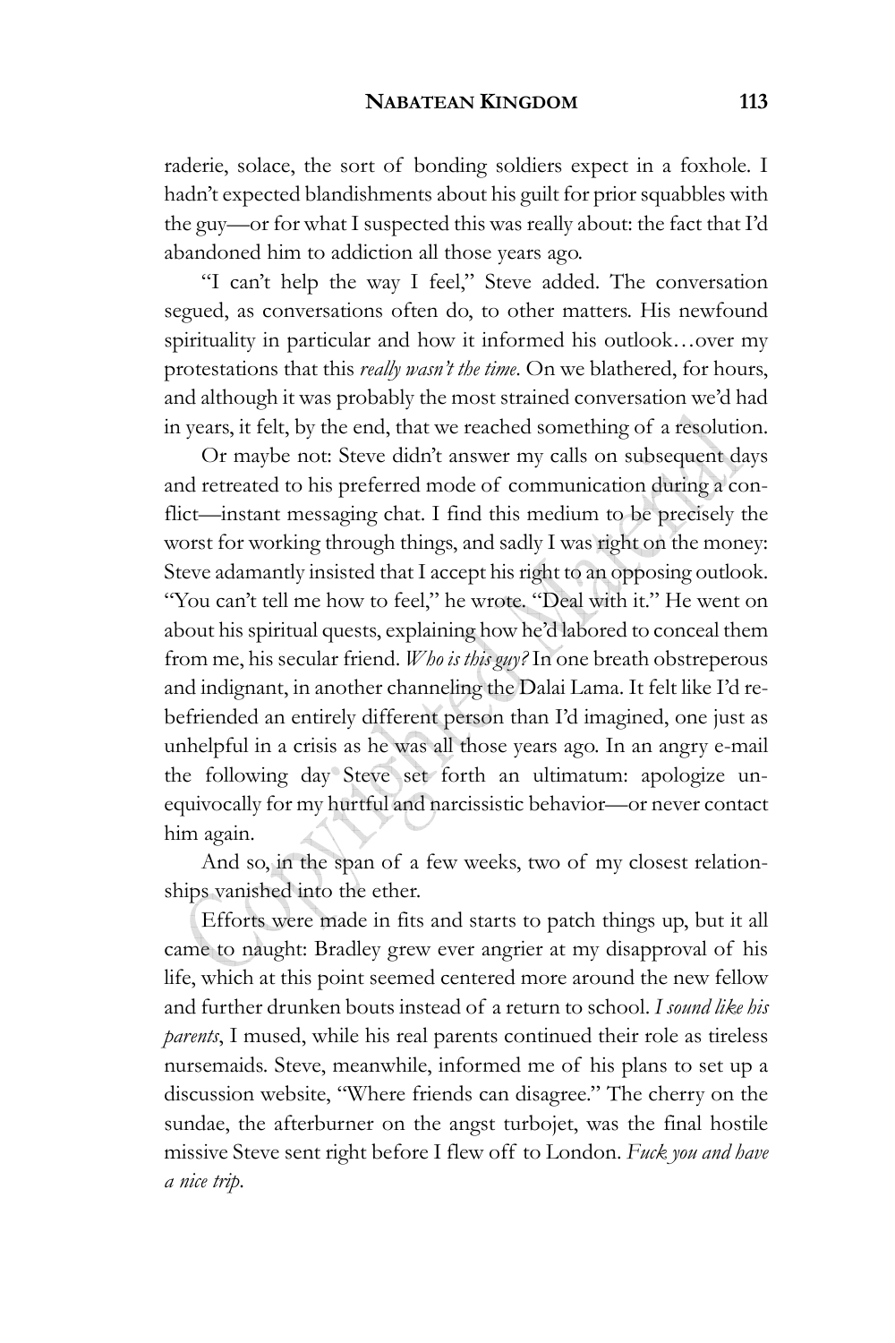raderie, solace, the sort of bonding soldiers expect in a foxhole. I hadn't expected blandishments about his guilt for prior squabbles with the guy—or for what I suspected this was really about: the fact that I'd abandoned him to addiction all those years ago.

"I can't help the way I feel," Steve added. The conversation segued, as conversations often do, to other matters. His newfound spirituality in particular and how it informed his outlook…over my protestations that this *really wasn't the time*. On we blathered, for hours, and although it was probably the most strained conversation we'd had in years, it felt, by the end, that we reached something of a resolution.

Or maybe not: Steve didn't answer my calls on subsequent days and retreated to his preferred mode of communication during a conflict—instant messaging chat. I find this medium to be precisely the worst for working through things, and sadly I was right on the money: Steve adamantly insisted that I accept his right to an opposing outlook. "You can't tell me how to feel," he wrote. "Deal with it." He went on about his spiritual quests, explaining how he'd labored to conceal them from me, his secular friend. *Who is this guy?* In one breath obstreperous and indignant, in another channeling the Dalai Lama. It felt like I'd re-befriended an entirely different person than I'd imagined, one just as unhelpful in a crisis as he was all those years ago. In an angry e-mail the following day Steve set forth an ultimatum: apologize unequivocally for my hurtful and narcissistic behavior—or never contact him again.

And so, in the span of a few weeks, two of my closest relationships vanished into the ether.

Efforts were made in fits and starts to patch things up, but it all came to naught: Bradley grew ever angrier at my disapproval of his life, which at this point seemed centered more around the new fellow and further drunken bouts instead of a return to school. *I sound like his parents*, I mused, while his real parents continued their role as tireless nursemaids. Steve, meanwhile, informed me of his plans to set up a discussion website, "Where friends can disagree." The cherry on the sundae, the afterburner on the angst turbojet, was the final hostile missive Steve sent right before I flew off to London. *Fuck you and have a nice trip*.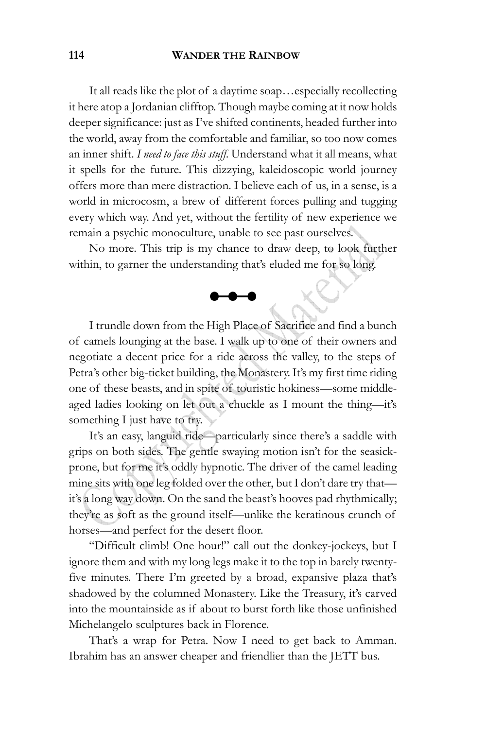It all reads like the plot of a daytime soap…especially recollecting it here atop a Jordanian clifftop. Though maybe coming at it now holds deeper significance: just as I've shifted continents, headed further into the world, away from the comfortable and familiar, so too now comes an inner shift. *I need to face this stuff.* Understand what it all means, what it spells for the future. This dizzying, kaleidoscopic world journey offers more than mere distraction. I believe each of us, in a sense, is a world in microcosm, a brew of different forces pulling and tugging every which way. And yet, without the fertility of new experience we remain a psychic monoculture, unable to see past ourselves.

No more. This trip is my chance to draw deep, to look further within, to garner the understanding that's eluded me for so long.

●—●—●

I trundle down from the High Place of Sacrifice and find a bunch of camels lounging at the base. I walk up to one of their owners and negotiate a decent price for a ride across the valley, to the steps of Petra's other big-ticket building, the Monastery. It's my first time riding one of these beasts, and in spite of touristic hokiness—some middle-aged ladies looking on let out a chuckle as I mount the thing—it's something I just have to try.

It's an easy, languid ride—particularly since there's a saddle with grips on both sides. The gentle swaying motion isn't for the seasick-prone, but for me it's oddly hypnotic. The driver of the camel leading mine sits with one leg folded over the other, but I don't dare try that—it's a long way down. On the sand the beast's hooves pad rhythmically; they're as soft as the ground itself—unlike the keratinous crunch of horses—and perfect for the desert floor.

"Difficult climb! One hour!" call out the donkey-jockeys, but I ignore them and with my long legs make it to the top in barely twenty-five minutes. There I'm greeted by a broad, expansive plaza that's shadowed by the columned Monastery. Like the Treasury, it's carved into the mountainside as if about to burst forth like those unfinished Michelangelo sculptures back in Florence.

That's a wrap for Petra. Now I need to get back to Amman. Ibrahim has an answer cheaper and friendlier than the JETT bus.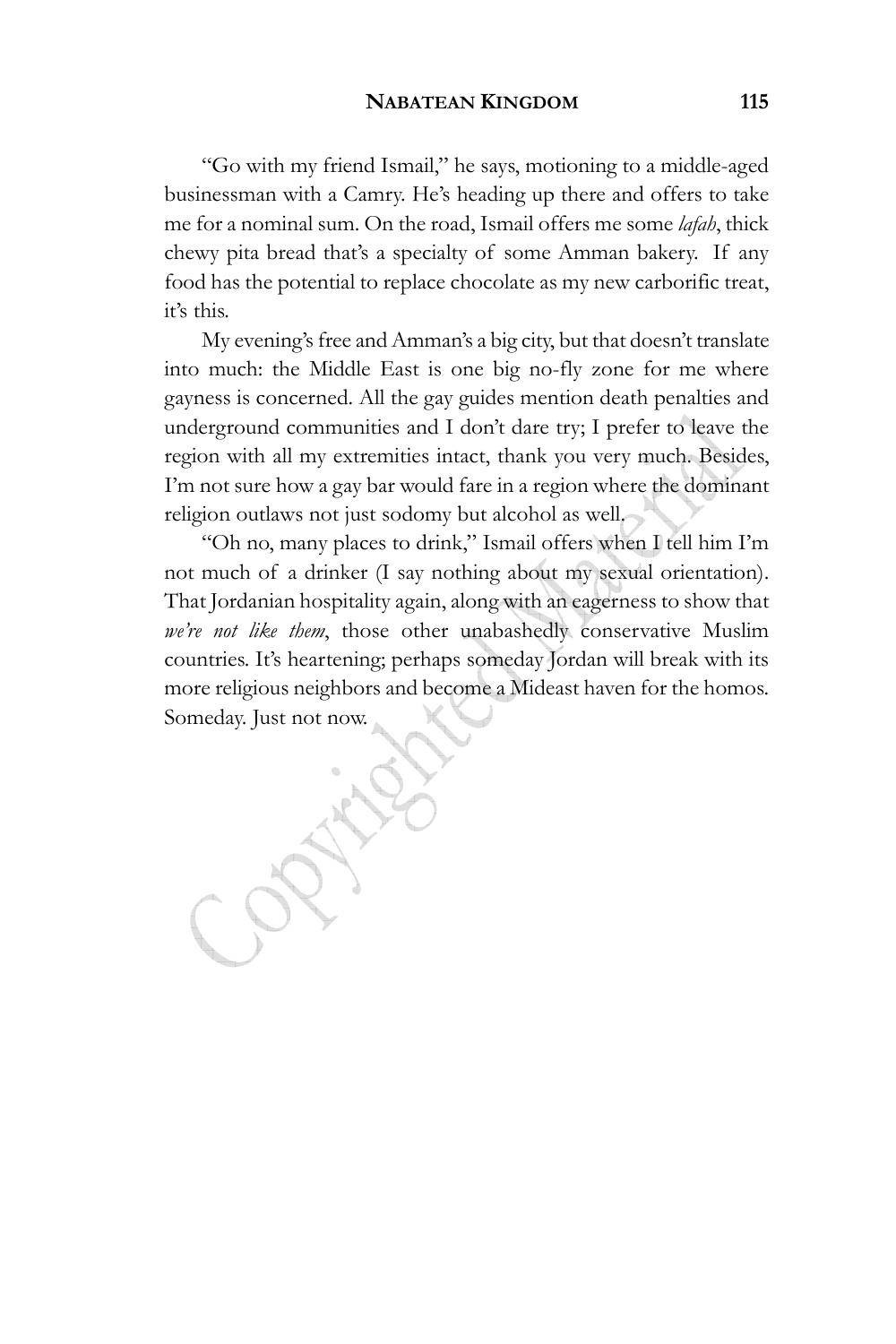"Go with my friend Ismail," he says, motioning to a middle-aged businessman with a Camry. He's heading up there and offers to take me for a nominal sum. On the road, Ismail offers me some *lafah*, thick chewy pita bread that's a specialty of some Amman bakery. If any food has the potential to replace chocolate as my new carborific treat, it's this.

My evening's free and Amman's a big city, but that doesn't translate into much: the Middle East is one big no-fly zone for me where gayness is concerned. All the gay guides mention death penalties and underground communities and I don't dare try; I prefer to leave the region with all my extremities intact, thank you very much. Besides, I'm not sure how a gay bar would fare in a region where the dominant religion outlaws not just sodomy but alcohol as well.

"Oh no, many places to drink," Ismail offers when I tell him I'm not much of a drinker (I say nothing about my sexual orientation). That Jordanian hospitality again, along with an eagerness to show that *we're not like them*, those other unabashedly conservative Muslim countries. It's heartening; perhaps someday Jordan will break with its more religious neighbors and become a Mideast haven for the homos. Someday. Just not now.